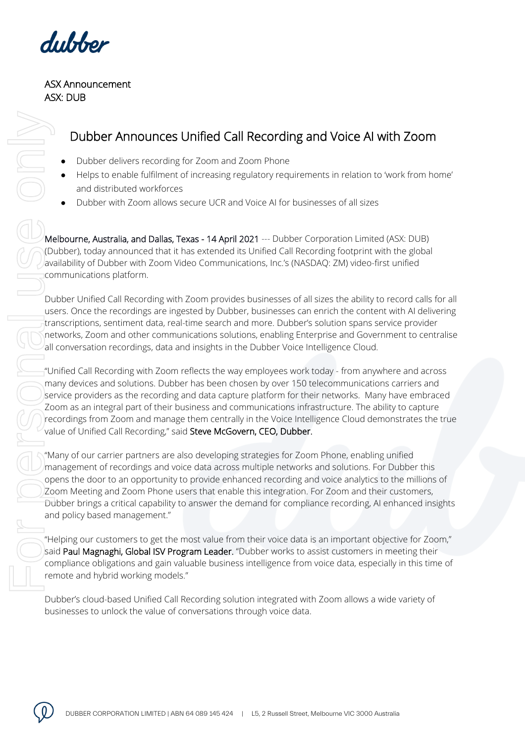dubber

ASX Announcement
ASX: DUB

# Dubber Announces Unified Call Recording and Voice AI with Zoom

- Dubber delivers recording for Zoom and Zoom Phone
- Helps to enable fulfilment of increasing regulatory requirements in relation to 'work from home' and distributed workforces
- Dubber with Zoom allows secure UCR and Voice AI for businesses of all sizes

Melbourne, Australia, and Dallas, Texas - 14 April 2021 --- Dubber Corporation Limited (ASX: DUB) (Dubber), today announced that it has extended its Unified Call Recording footprint with the global availability of Dubber with Zoom Video Communications, Inc.'s (NASDAQ: ZM) video-first unified communications platform.

Dubber Unified Call Recording with Zoom provides businesses of all sizes the ability to record calls for all users. Once the recordings are ingested by Dubber, businesses can enrich the content with AI delivering transcriptions, sentiment data, real-time search and more. Dubber's solution spans service provider networks, Zoom and other communications solutions, enabling Enterprise and Government to centralise all conversation recordings, data and insights in the Dubber Voice Intelligence Cloud.

"Unified Call Recording with Zoom reflects the way employees work today - from anywhere and across many devices and solutions. Dubber has been chosen by over 150 telecommunications carriers and service providers as the recording and data capture platform for their networks. Many have embraced Zoom as an integral part of their business and communications infrastructure. The ability to capture recordings from Zoom and manage them centrally in the Voice Intelligence Cloud demonstrates the true value of Unified Call Recording," said Steve McGovern, CEO, Dubber.

"Many of our carrier partners are also developing strategies for Zoom Phone, enabling unified management of recordings and voice data across multiple networks and solutions. For Dubber this opens the door to an opportunity to provide enhanced recording and voice analytics to the millions of Zoom Meeting and Zoom Phone users that enable this integration. For Zoom and their customers, Dubber brings a critical capability to answer the demand for compliance recording, AI enhanced insights and policy based management."

"Helping our customers to get the most value from their voice data is an important objective for Zoom," said Paul Magnaghi, Global ISV Program Leader. "Dubber works to assist customers in meeting their compliance obligations and gain valuable business intelligence from voice data, especially in this time of remote and hybrid working models."

Dubber's cloud-based Unified Call Recording solution integrated with Zoom allows a wide variety of businesses to unlock the value of conversations through voice data.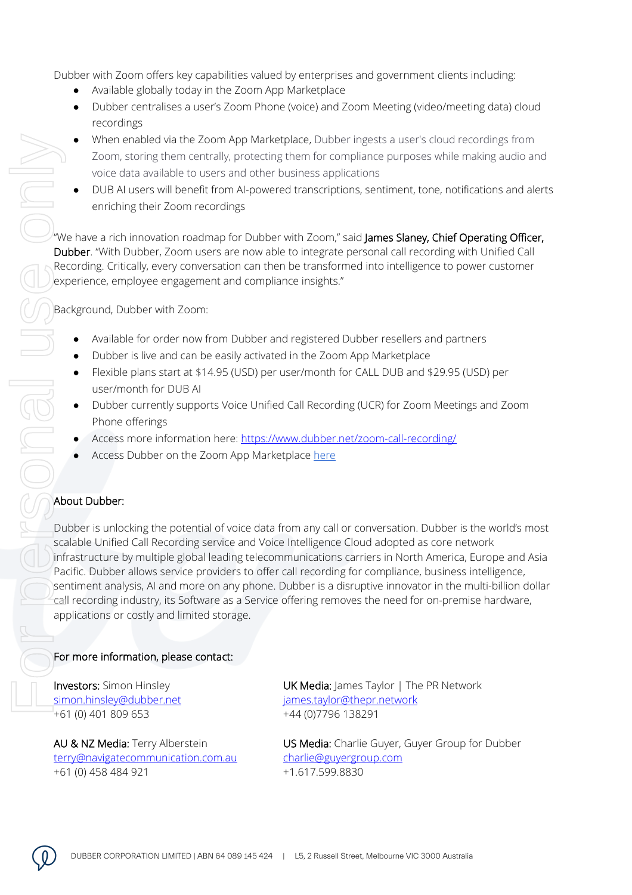Dubber with Zoom offers key capabilities valued by enterprises and government clients including:

- Available globally today in the Zoom App Marketplace
- Dubber centralises a user's Zoom Phone (voice) and Zoom Meeting (video/meeting data) cloud recordings
- When enabled via the Zoom App Marketplace, Dubber ingests a user's cloud recordings from Zoom, storing them centrally, protecting them for compliance purposes while making audio and voice data available to users and other business applications
- DUB AI users will benefit from AI-powered transcriptions, sentiment, tone, notifications and alerts enriching their Zoom recordings

"We have a rich innovation roadmap for Dubber with Zoom," said James Slaney, Chief Operating Officer, Dubber. "With Dubber, Zoom users are now able to integrate personal call recording with Unified Call Recording. Critically, every conversation can then be transformed into intelligence to power customer experience, employee engagement and compliance insights."

Background, Dubber with Zoom:

- Available for order now from Dubber and registered Dubber resellers and partners
- Dubber is live and can be easily activated in the Zoom App Marketplace
- Flexible plans start at $14.95 (USD) per user/month for CALL DUB and $29.95 (USD) per user/month for DUB AI
- Dubber currently supports Voice Unified Call Recording (UCR) for Zoom Meetings and Zoom Phone offerings
- Access more information here: https://www.dubber.net/zoom-call-recording/
- Access Dubber on the Zoom App Marketplace here

## About Dubber:

Dubber is unlocking the potential of voice data from any call or conversation. Dubber is the world's most scalable Unified Call Recording service and Voice Intelligence Cloud adopted as core network infrastructure by multiple global leading telecommunications carriers in North America, Europe and Asia Pacific. Dubber allows service providers to offer call recording for compliance, business intelligence, sentiment analysis, AI and more on any phone. Dubber is a disruptive innovator in the multi-billion dollar call recording industry, its Software as a Service offering removes the need for on-premise hardware, applications or costly and limited storage.

## For more information, please contact:

Investors: Simon Hinsley
simon.hinsley@dubber.net
+61 (0) 401 809 653

AU & NZ Media: Terry Alberstein
terry@navigatecommunication.com.au
+61 (0) 458 484 921

UK Media: James Taylor | The PR Network
james.taylor@thepr.network
+44 (0)7796 138291

US Media: Charlie Guyer, Guyer Group for Dubber
charlie@guyergroup.com
+1.617.599.8830